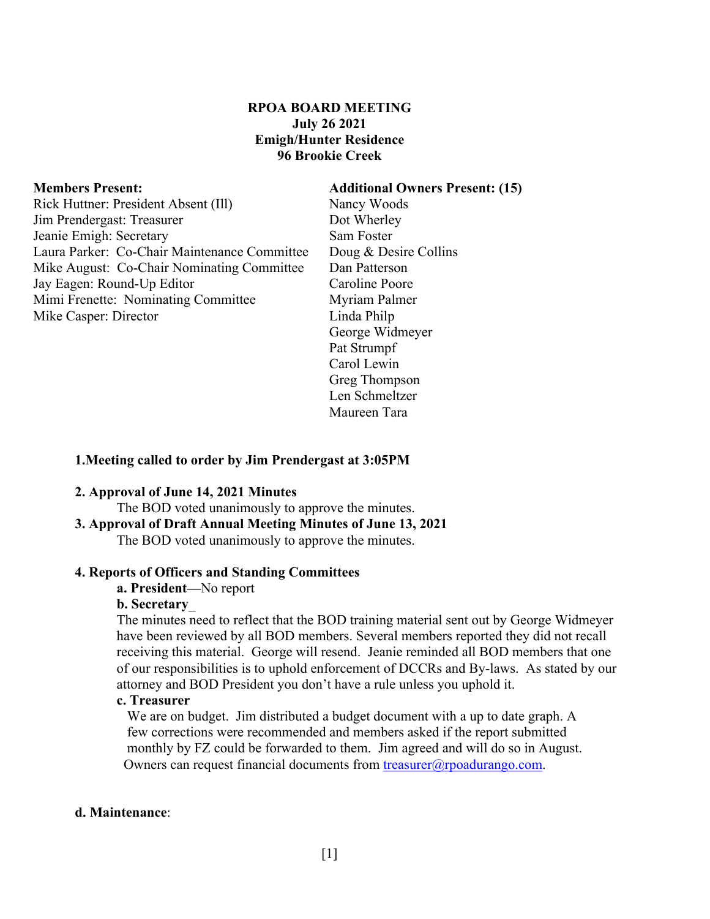**RPOA BOARD MEETING**
**July 26 2021**
**Emigh/Hunter Residence**
**96 Brookie Creek**

**Members Present:**
Rick Huttner: President Absent (Ill)
Jim Prendergast: Treasurer
Jeanie Emigh: Secretary
Laura Parker: Co-Chair Maintenance Committee
Mike August: Co-Chair Nominating Committee
Jay Eagen: Round-Up Editor
Mimi Frenette: Nominating Committee
Mike Casper: Director

**Additional Owners Present: (15)**
Nancy Woods
Dot Wherley
Sam Foster
Doug & Desire Collins
Dan Patterson
Caroline Poore
Myriam Palmer
Linda Philp
George Widmeyer
Pat Strumpf
Carol Lewin
Greg Thompson
Len Schmeltzer
Maureen Tara

**1.Meeting called to order by Jim Prendergast at 3:05PM**

**2. Approval of June 14, 2021 Minutes**
The BOD voted unanimously to approve the minutes.

**3. Approval of Draft Annual Meeting Minutes of June 13, 2021**
The BOD voted unanimously to approve the minutes.

**4. Reports of Officers and Standing Committees**

**a. President—**No report

**b. Secretary_**
The minutes need to reflect that the BOD training material sent out by George Widmeyer have been reviewed by all BOD members. Several members reported they did not recall receiving this material. George will resend. Jeanie reminded all BOD members that one of our responsibilities is to uphold enforcement of DCCRs and By-laws. As stated by our attorney and BOD President you don't have a rule unless you uphold it.

**c. Treasurer**
We are on budget. Jim distributed a budget document with a up to date graph. A few corrections were recommended and members asked if the report submitted monthly by FZ could be forwarded to them. Jim agreed and will do so in August. Owners can request financial documents from treasurer@rpoadurango.com.

**d. Maintenance**: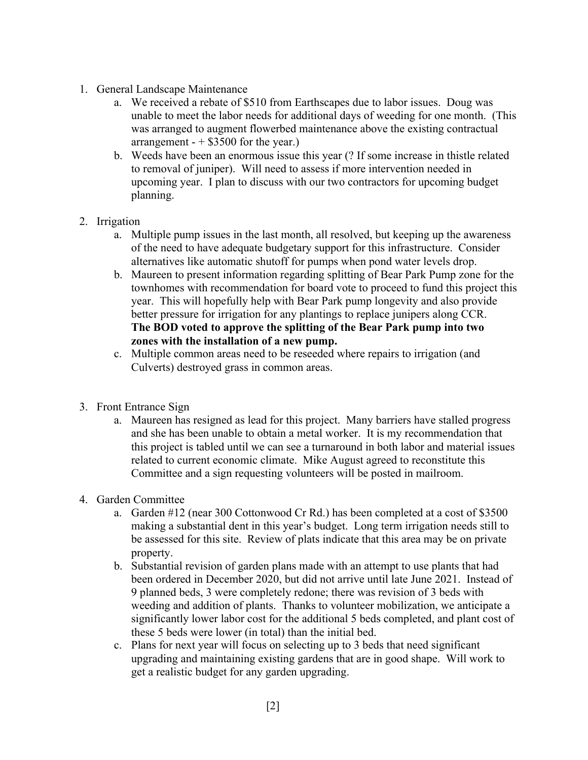1. General Landscape Maintenance
    a. We received a rebate of $510 from Earthscapes due to labor issues. Doug was unable to meet the labor needs for additional days of weeding for one month. (This was arranged to augment flowerbed maintenance above the existing contractual arrangement - + $3500 for the year.)
    b. Weeds have been an enormous issue this year (? If some increase in thistle related to removal of juniper). Will need to assess if more intervention needed in upcoming year. I plan to discuss with our two contractors for upcoming budget planning.

2. Irrigation
    a. Multiple pump issues in the last month, all resolved, but keeping up the awareness of the need to have adequate budgetary support for this infrastructure. Consider alternatives like automatic shutoff for pumps when pond water levels drop.
    b. Maureen to present information regarding splitting of Bear Park Pump zone for the townhomes with recommendation for board vote to proceed to fund this project this year. This will hopefully help with Bear Park pump longevity and also provide better pressure for irrigation for any plantings to replace junipers along CCR. **The BOD voted to approve the splitting of the Bear Park pump into two zones with the installation of a new pump.**
    c. Multiple common areas need to be reseeded where repairs to irrigation (and Culverts) destroyed grass in common areas.

3. Front Entrance Sign
    a. Maureen has resigned as lead for this project. Many barriers have stalled progress and she has been unable to obtain a metal worker. It is my recommendation that this project is tabled until we can see a turnaround in both labor and material issues related to current economic climate. Mike August agreed to reconstitute this Committee and a sign requesting volunteers will be posted in mailroom.

4. Garden Committee
    a. Garden #12 (near 300 Cottonwood Cr Rd.) has been completed at a cost of $3500 making a substantial dent in this year's budget. Long term irrigation needs still to be assessed for this site. Review of plats indicate that this area may be on private property.
    b. Substantial revision of garden plans made with an attempt to use plants that had been ordered in December 2020, but did not arrive until late June 2021. Instead of 9 planned beds, 3 were completely redone; there was revision of 3 beds with weeding and addition of plants. Thanks to volunteer mobilization, we anticipate a significantly lower labor cost for the additional 5 beds completed, and plant cost of these 5 beds were lower (in total) than the initial bed.
    c. Plans for next year will focus on selecting up to 3 beds that need significant upgrading and maintaining existing gardens that are in good shape. Will work to get a realistic budget for any garden upgrading.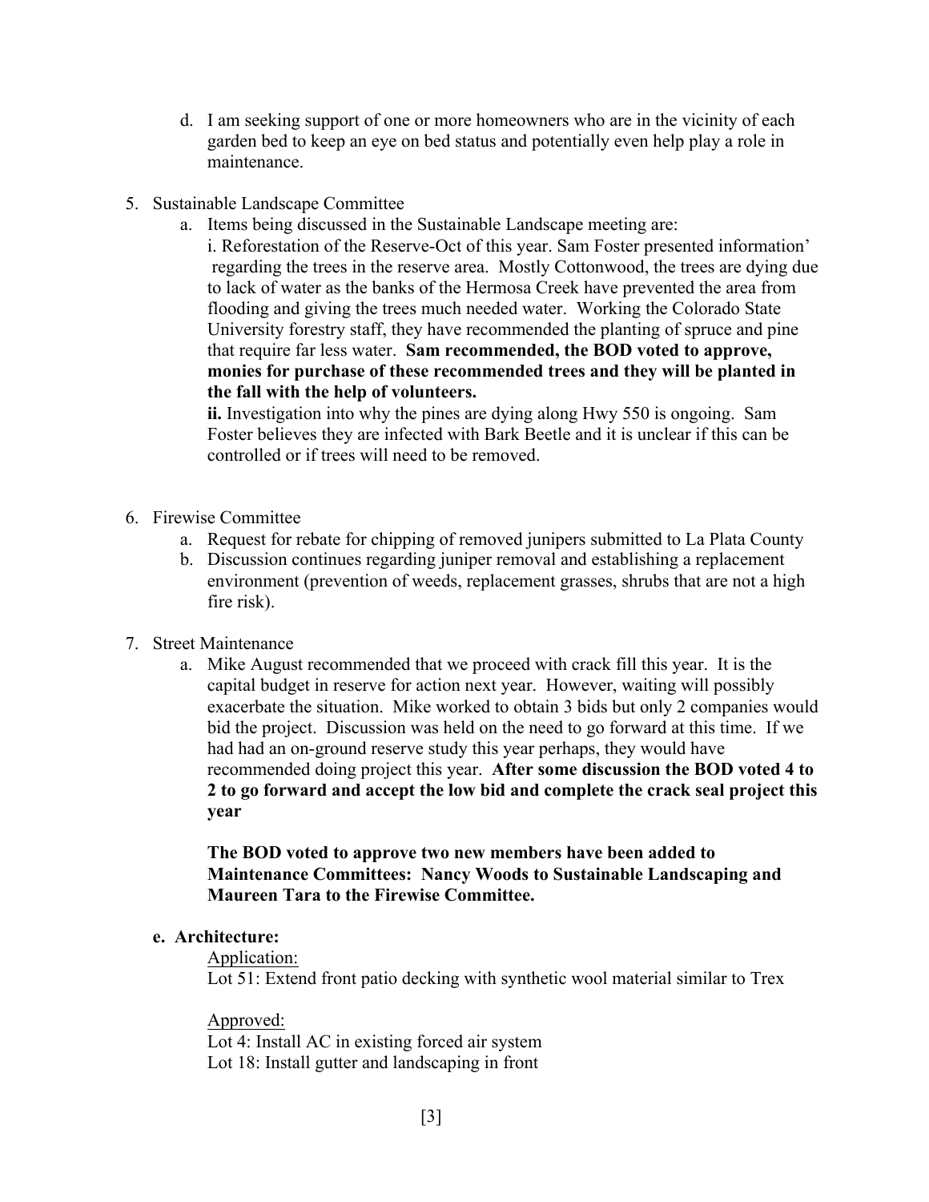d. I am seeking support of one or more homeowners who are in the vicinity of each garden bed to keep an eye on bed status and potentially even help play a role in maintenance.

5. Sustainable Landscape Committee
   a. Items being discussed in the Sustainable Landscape meeting are:
      i. Reforestation of the Reserve-Oct of this year. Sam Foster presented information' regarding the trees in the reserve area. Mostly Cottonwood, the trees are dying due to lack of water as the banks of the Hermosa Creek have prevented the area from flooding and giving the trees much needed water. Working the Colorado State University forestry staff, they have recommended the planting of spruce and pine that require far less water. **Sam recommended, the BOD voted to approve, monies for purchase of these recommended trees and they will be planted in the fall with the help of volunteers.**
      **ii.** Investigation into why the pines are dying along Hwy 550 is ongoing. Sam Foster believes they are infected with Bark Beetle and it is unclear if this can be controlled or if trees will need to be removed.

6. Firewise Committee
   a. Request for rebate for chipping of removed junipers submitted to La Plata County
   b. Discussion continues regarding juniper removal and establishing a replacement environment (prevention of weeds, replacement grasses, shrubs that are not a high fire risk).

7. Street Maintenance
   a. Mike August recommended that we proceed with crack fill this year. It is the capital budget in reserve for action next year. However, waiting will possibly exacerbate the situation. Mike worked to obtain 3 bids but only 2 companies would bid the project. Discussion was held on the need to go forward at this time. If we had had an on-ground reserve study this year perhaps, they would have recommended doing project this year. **After some discussion the BOD voted 4 to 2 to go forward and accept the low bid and complete the crack seal project this year**

      **The BOD voted to approve two new members have been added to Maintenance Committees: Nancy Woods to Sustainable Landscaping and Maureen Tara to the Firewise Committee.**

**e. Architecture:**

Application:
Lot 51: Extend front patio decking with synthetic wool material similar to Trex

Approved:
Lot 4: Install AC in existing forced air system
Lot 18: Install gutter and landscaping in front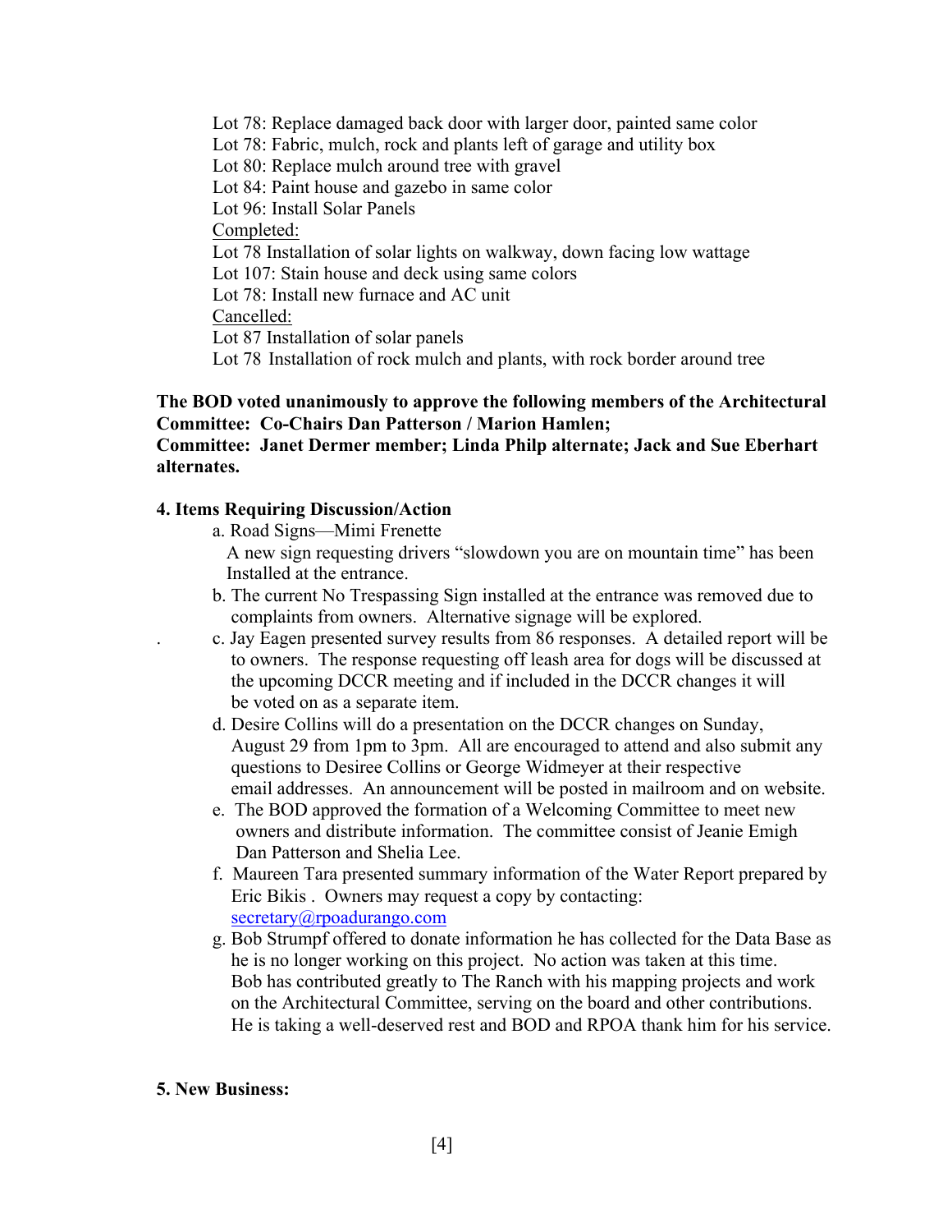Lot 78: Replace damaged back door with larger door, painted same color
Lot 78: Fabric, mulch, rock and plants left of garage and utility box
Lot 80: Replace mulch around tree with gravel
Lot 84: Paint house and gazebo in same color
Lot 96: Install Solar Panels

Completed:

Lot 78 Installation of solar lights on walkway, down facing low wattage
Lot 107: Stain house and deck using same colors
Lot 78: Install new furnace and AC unit

Cancelled:

Lot 87 Installation of solar panels
Lot 78 Installation of rock mulch and plants, with rock border around tree

**The BOD voted unanimously to approve the following members of the Architectural Committee: Co-Chairs Dan Patterson / Marion Hamlen;**
**Committee: Janet Dermer member; Linda Philp alternate; Jack and Sue Eberhart alternates.**

**4. Items Requiring Discussion/Action**

a. Road Signs—Mimi Frenette
A new sign requesting drivers "slowdown you are on mountain time" has been Installed at the entrance.

b. The current No Trespassing Sign installed at the entrance was removed due to complaints from owners. Alternative signage will be explored.

c. Jay Eagen presented survey results from 86 responses. A detailed report will be to owners. The response requesting off leash area for dogs will be discussed at the upcoming DCCR meeting and if included in the DCCR changes it will be voted on as a separate item.

d. Desire Collins will do a presentation on the DCCR changes on Sunday, August 29 from 1pm to 3pm. All are encouraged to attend and also submit any questions to Desiree Collins or George Widmeyer at their respective email addresses. An announcement will be posted in mailroom and on website.

e. The BOD approved the formation of a Welcoming Committee to meet new owners and distribute information. The committee consist of Jeanie Emigh Dan Patterson and Shelia Lee.

f. Maureen Tara presented summary information of the Water Report prepared by Eric Bikis . Owners may request a copy by contacting: secretary@rpoadurango.com

g. Bob Strumpf offered to donate information he has collected for the Data Base as he is no longer working on this project. No action was taken at this time. Bob has contributed greatly to The Ranch with his mapping projects and work on the Architectural Committee, serving on the board and other contributions. He is taking a well-deserved rest and BOD and RPOA thank him for his service.

**5. New Business:**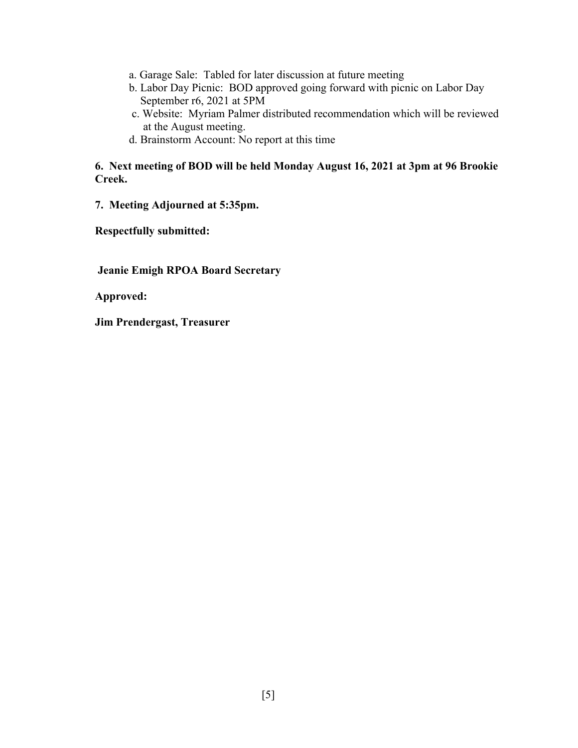a. Garage Sale: Tabled for later discussion at future meeting
b. Labor Day Picnic: BOD approved going forward with picnic on Labor Day September r6, 2021 at 5PM
c. Website: Myriam Palmer distributed recommendation which will be reviewed at the August meeting.
d. Brainstorm Account: No report at this time

**6. Next meeting of BOD will be held Monday August 16, 2021 at 3pm at 96 Brookie Creek.**

**7. Meeting Adjourned at 5:35pm.**

**Respectfully submitted:**

**Jeanie Emigh RPOA Board Secretary**

**Approved:**

**Jim Prendergast, Treasurer**